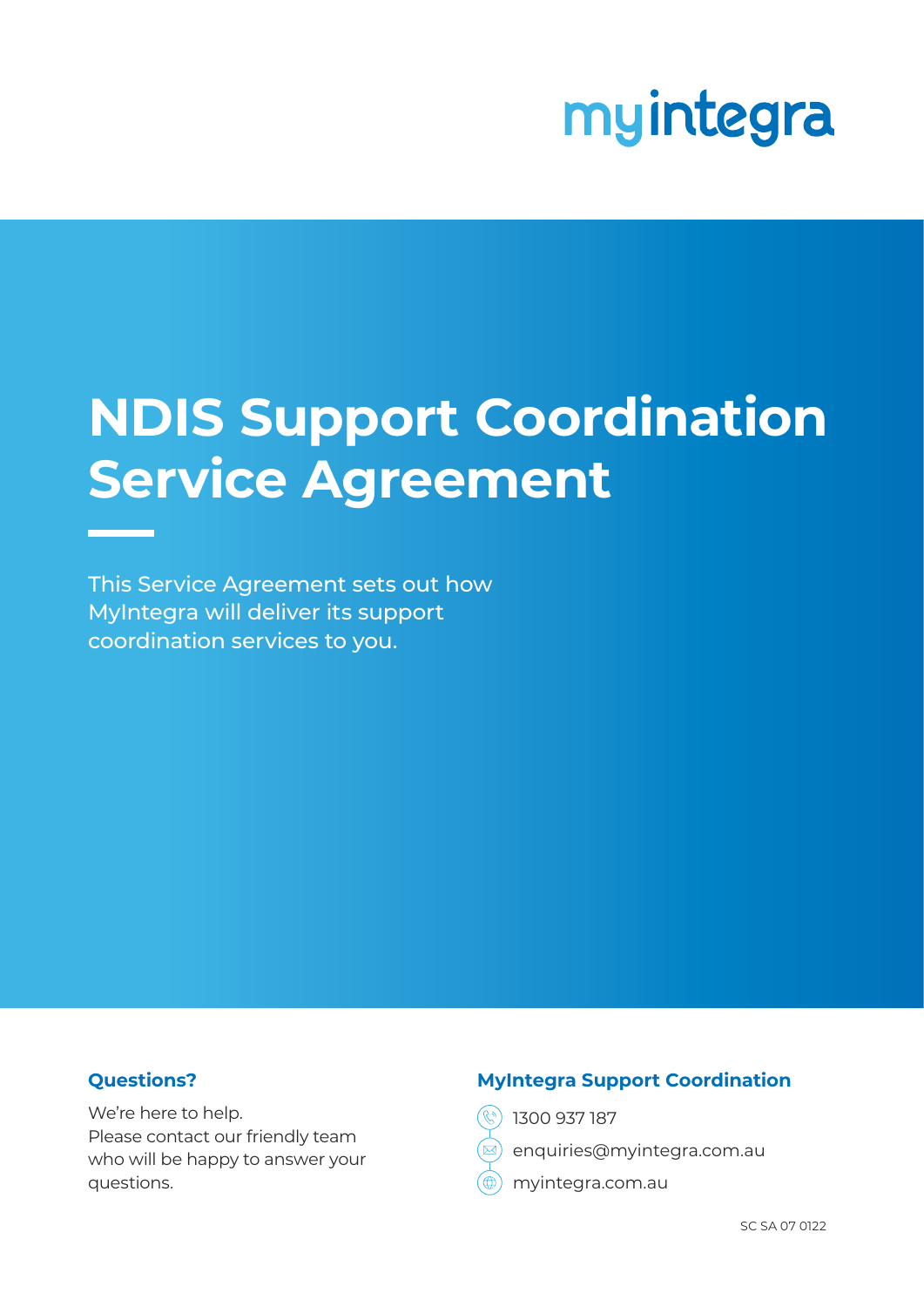myintegra

# NDIS Support Coordination Service Agreement

This Service Agreement sets out how MyIntegra will deliver its support coordination services to you.

### Questions?

We're here to help.
Please contact our friendly team who will be happy to answer your questions.

### MyIntegra Support Coordination

1300 937 187

enquiries@myintegra.com.au

myintegra.com.au

SC SA 07 0122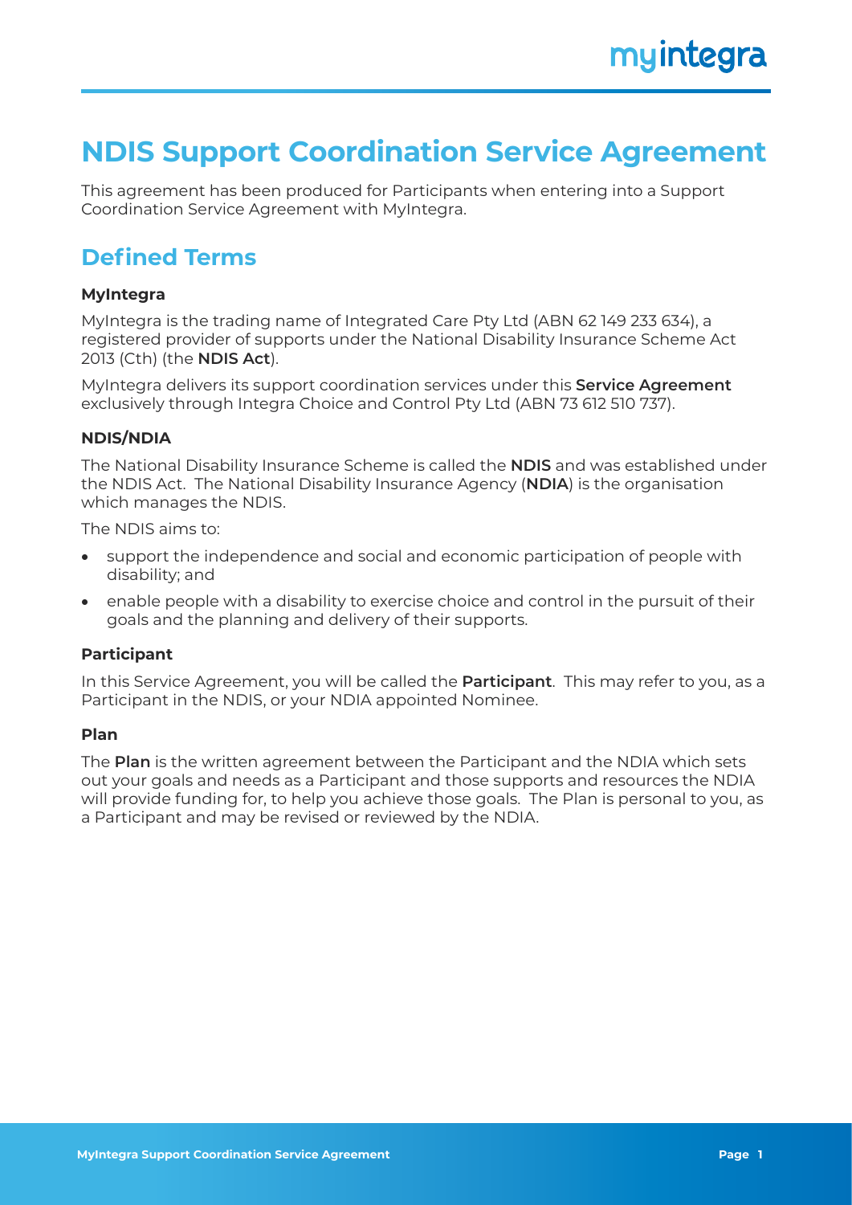# NDIS Support Coordination Service Agreement

This agreement has been produced for Participants when entering into a Support Coordination Service Agreement with MyIntegra.

## Defined Terms

### MyIntegra

MyIntegra is the trading name of Integrated Care Pty Ltd (ABN 62 149 233 634), a registered provider of supports under the National Disability Insurance Scheme Act 2013 (Cth) (the **NDIS Act**).

MyIntegra delivers its support coordination services under this **Service Agreement** exclusively through Integra Choice and Control Pty Ltd (ABN 73 612 510 737).

### NDIS/NDIA

The National Disability Insurance Scheme is called the **NDIS** and was established under the NDIS Act. The National Disability Insurance Agency (**NDIA**) is the organisation which manages the NDIS.

The NDIS aims to:

- support the independence and social and economic participation of people with disability; and
- enable people with a disability to exercise choice and control in the pursuit of their goals and the planning and delivery of their supports.

### Participant

In this Service Agreement, you will be called the **Participant**. This may refer to you, as a Participant in the NDIS, or your NDIA appointed Nominee.

### Plan

The **Plan** is the written agreement between the Participant and the NDIA which sets out your goals and needs as a Participant and those supports and resources the NDIA will provide funding for, to help you achieve those goals. The Plan is personal to you, as a Participant and may be revised or reviewed by the NDIA.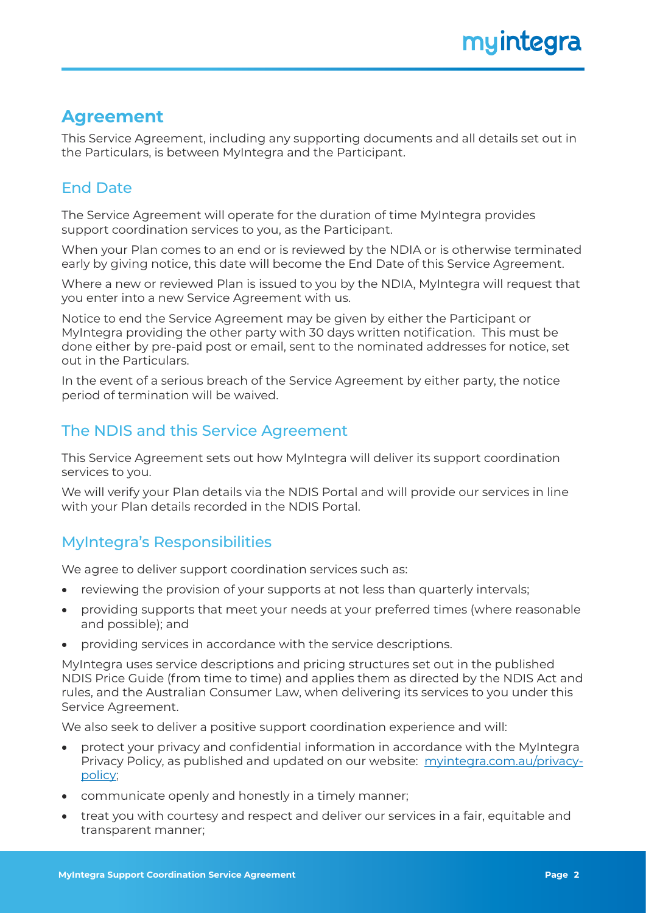## Agreement

This Service Agreement, including any supporting documents and all details set out in the Particulars, is between MyIntegra and the Participant.

### End Date

The Service Agreement will operate for the duration of time MyIntegra provides support coordination services to you, as the Participant.

When your Plan comes to an end or is reviewed by the NDIA or is otherwise terminated early by giving notice, this date will become the End Date of this Service Agreement.

Where a new or reviewed Plan is issued to you by the NDIA, MyIntegra will request that you enter into a new Service Agreement with us.

Notice to end the Service Agreement may be given by either the Participant or MyIntegra providing the other party with 30 days written notification. This must be done either by pre-paid post or email, sent to the nominated addresses for notice, set out in the Particulars.

In the event of a serious breach of the Service Agreement by either party, the notice period of termination will be waived.

### The NDIS and this Service Agreement

This Service Agreement sets out how MyIntegra will deliver its support coordination services to you.

We will verify your Plan details via the NDIS Portal and will provide our services in line with your Plan details recorded in the NDIS Portal.

### MyIntegra's Responsibilities

We agree to deliver support coordination services such as:

- reviewing the provision of your supports at not less than quarterly intervals;
- providing supports that meet your needs at your preferred times (where reasonable and possible); and
- providing services in accordance with the service descriptions.

MyIntegra uses service descriptions and pricing structures set out in the published NDIS Price Guide (from time to time) and applies them as directed by the NDIS Act and rules, and the Australian Consumer Law, when delivering its services to you under this Service Agreement.

We also seek to deliver a positive support coordination experience and will:

- protect your privacy and confidential information in accordance with the MyIntegra Privacy Policy, as published and updated on our website: myintegra.com.au/privacy-policy;
- communicate openly and honestly in a timely manner;
- treat you with courtesy and respect and deliver our services in a fair, equitable and transparent manner;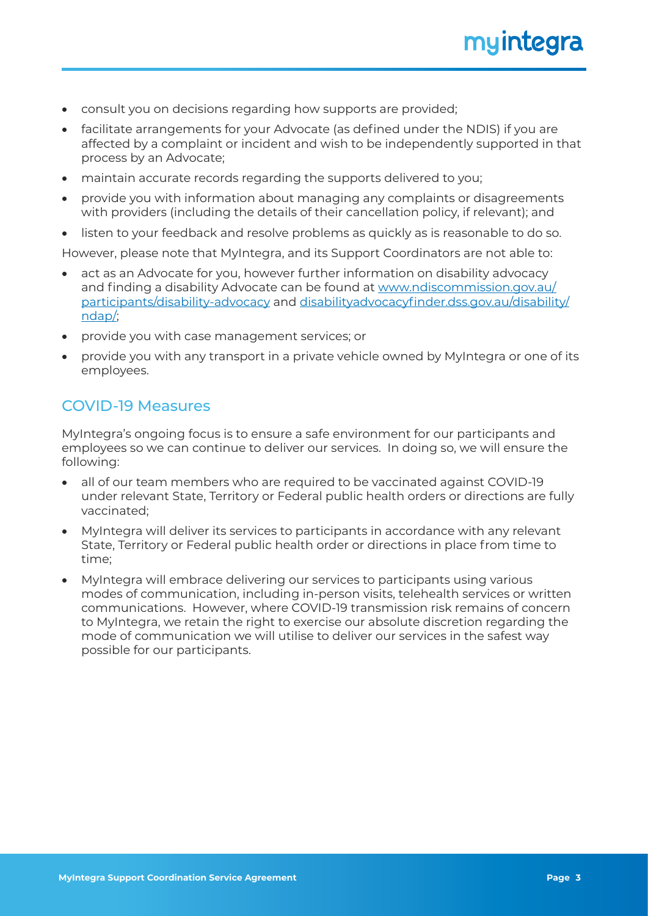- consult you on decisions regarding how supports are provided;
- facilitate arrangements for your Advocate (as defined under the NDIS) if you are affected by a complaint or incident and wish to be independently supported in that process by an Advocate;
- maintain accurate records regarding the supports delivered to you;
- provide you with information about managing any complaints or disagreements with providers (including the details of their cancellation policy, if relevant); and
- listen to your feedback and resolve problems as quickly as is reasonable to do so.

However, please note that MyIntegra, and its Support Coordinators are not able to:

- act as an Advocate for you, however further information on disability advocacy and finding a disability Advocate can be found at [www.ndiscommission.gov.au/participants/disability-advocacy](www.ndiscommission.gov.au/participants/disability-advocacy) and [disabilityadvocacyfinder.dss.gov.au/disability/ndap/](disabilityadvocacyfinder.dss.gov.au/disability/ndap/);
- provide you with case management services; or
- provide you with any transport in a private vehicle owned by MyIntegra or one of its employees.

## COVID-19 Measures

MyIntegra's ongoing focus is to ensure a safe environment for our participants and employees so we can continue to deliver our services. In doing so, we will ensure the following:

- all of our team members who are required to be vaccinated against COVID-19 under relevant State, Territory or Federal public health orders or directions are fully vaccinated;
- MyIntegra will deliver its services to participants in accordance with any relevant State, Territory or Federal public health order or directions in place from time to time;
- MyIntegra will embrace delivering our services to participants using various modes of communication, including in-person visits, telehealth services or written communications. However, where COVID-19 transmission risk remains of concern to MyIntegra, we retain the right to exercise our absolute discretion regarding the mode of communication we will utilise to deliver our services in the safest way possible for our participants.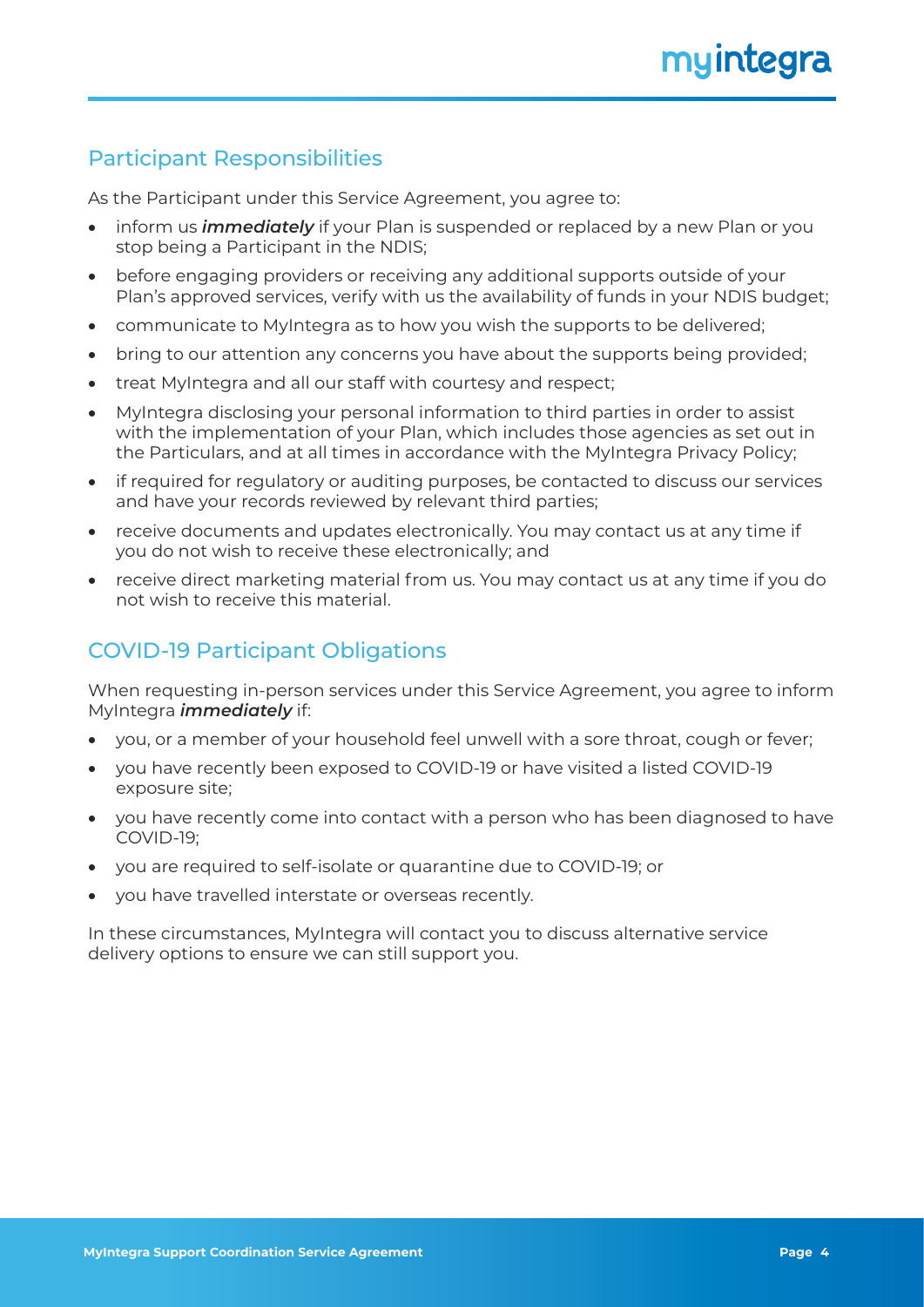## Participant Responsibilities

As the Participant under this Service Agreement, you agree to:

- inform us ***immediately*** if your Plan is suspended or replaced by a new Plan or you stop being a Participant in the NDIS;
- before engaging providers or receiving any additional supports outside of your Plan's approved services, verify with us the availability of funds in your NDIS budget;
- communicate to MyIntegra as to how you wish the supports to be delivered;
- bring to our attention any concerns you have about the supports being provided;
- treat MyIntegra and all our staff with courtesy and respect;
- MyIntegra disclosing your personal information to third parties in order to assist with the implementation of your Plan, which includes those agencies as set out in the Particulars, and at all times in accordance with the MyIntegra Privacy Policy;
- if required for regulatory or auditing purposes, be contacted to discuss our services and have your records reviewed by relevant third parties;
- receive documents and updates electronically. You may contact us at any time if you do not wish to receive these electronically; and
- receive direct marketing material from us. You may contact us at any time if you do not wish to receive this material.

## COVID-19 Participant Obligations

When requesting in-person services under this Service Agreement, you agree to inform MyIntegra ***immediately*** if:

- you, or a member of your household feel unwell with a sore throat, cough or fever;
- you have recently been exposed to COVID-19 or have visited a listed COVID-19 exposure site;
- you have recently come into contact with a person who has been diagnosed to have COVID-19;
- you are required to self-isolate or quarantine due to COVID-19; or
- you have travelled interstate or overseas recently.

In these circumstances, MyIntegra will contact you to discuss alternative service delivery options to ensure we can still support you.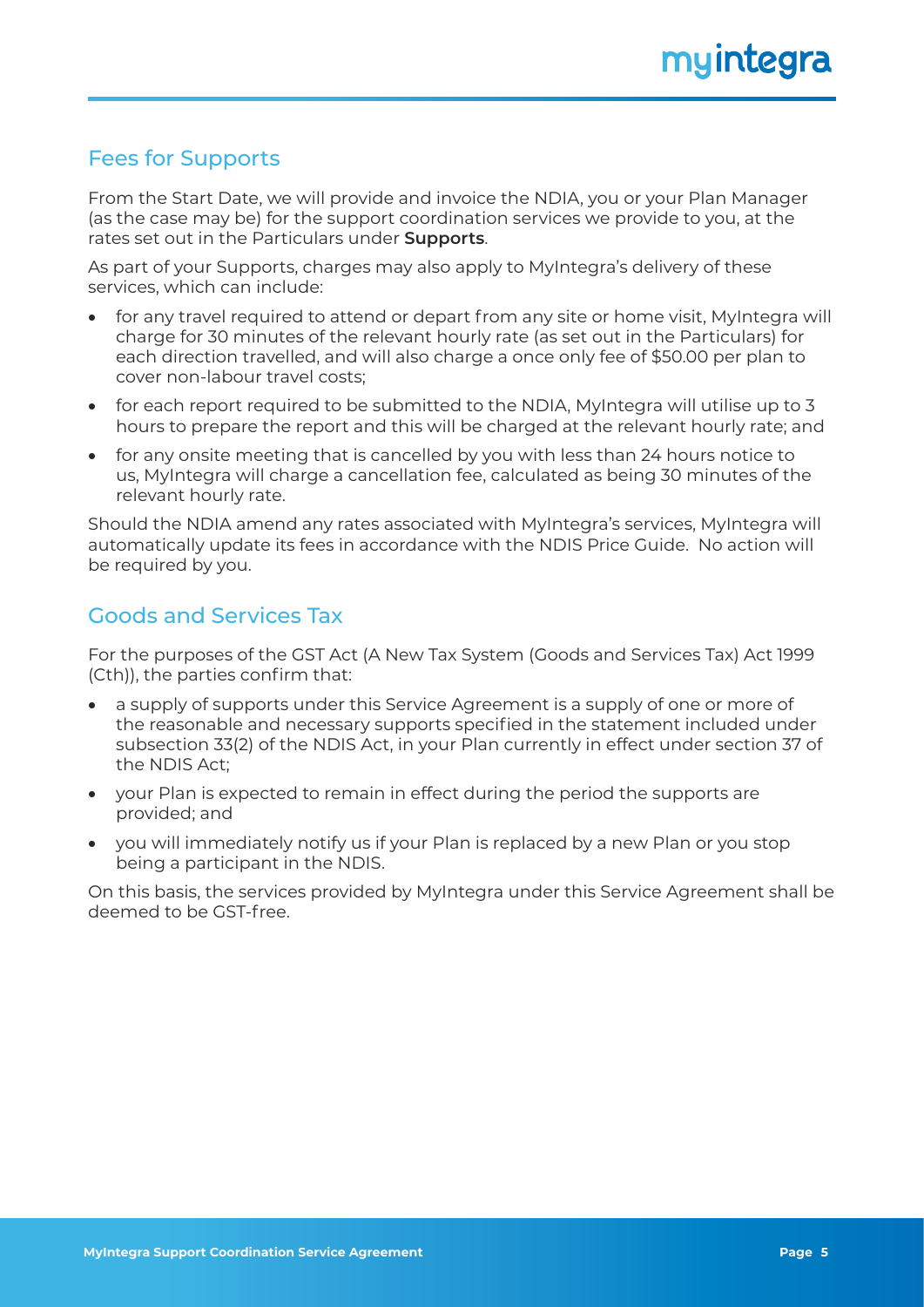## Fees for Supports

From the Start Date, we will provide and invoice the NDIA, you or your Plan Manager (as the case may be) for the support coordination services we provide to you, at the rates set out in the Particulars under **Supports**.

As part of your Supports, charges may also apply to MyIntegra's delivery of these services, which can include:

- for any travel required to attend or depart from any site or home visit, MyIntegra will charge for 30 minutes of the relevant hourly rate (as set out in the Particulars) for each direction travelled, and will also charge a once only fee of $50.00 per plan to cover non-labour travel costs;
- for each report required to be submitted to the NDIA, MyIntegra will utilise up to 3 hours to prepare the report and this will be charged at the relevant hourly rate; and
- for any onsite meeting that is cancelled by you with less than 24 hours notice to us, MyIntegra will charge a cancellation fee, calculated as being 30 minutes of the relevant hourly rate.

Should the NDIA amend any rates associated with MyIntegra's services, MyIntegra will automatically update its fees in accordance with the NDIS Price Guide. No action will be required by you.

## Goods and Services Tax

For the purposes of the GST Act (A New Tax System (Goods and Services Tax) Act 1999 (Cth)), the parties confirm that:

- a supply of supports under this Service Agreement is a supply of one or more of the reasonable and necessary supports specified in the statement included under subsection 33(2) of the NDIS Act, in your Plan currently in effect under section 37 of the NDIS Act;
- your Plan is expected to remain in effect during the period the supports are provided; and
- you will immediately notify us if your Plan is replaced by a new Plan or you stop being a participant in the NDIS.

On this basis, the services provided by MyIntegra under this Service Agreement shall be deemed to be GST-free.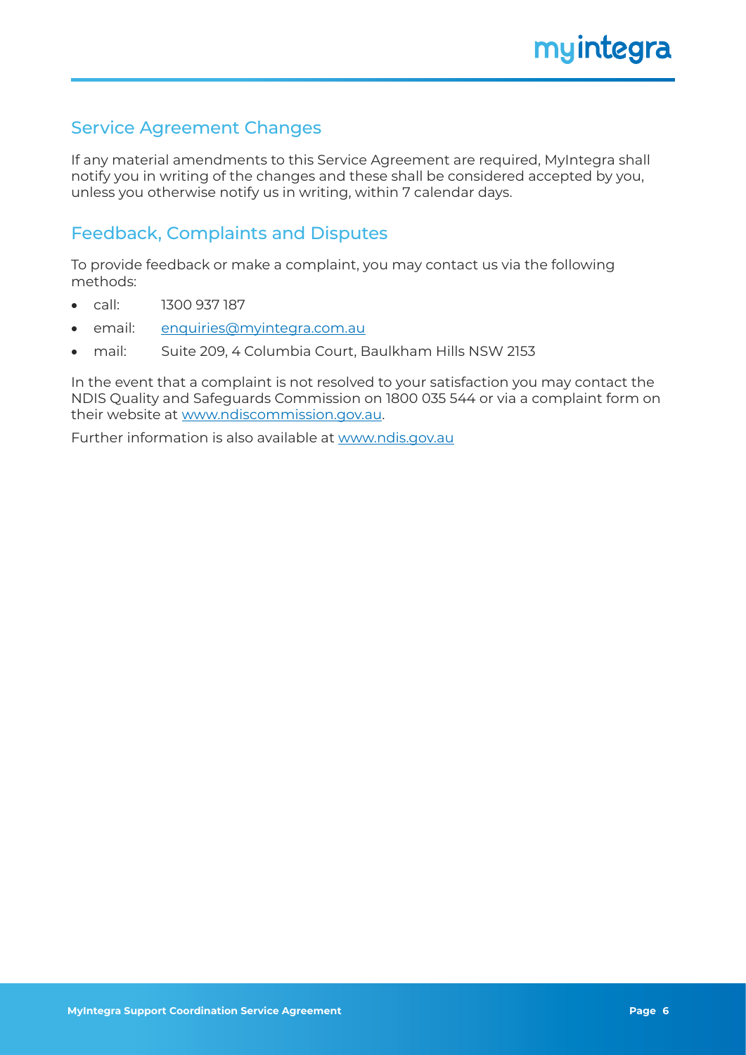## Service Agreement Changes

If any material amendments to this Service Agreement are required, MyIntegra shall notify you in writing of the changes and these shall be considered accepted by you, unless you otherwise notify us in writing, within 7 calendar days.

## Feedback, Complaints and Disputes

To provide feedback or make a complaint, you may contact us via the following methods:

- call: 1300 937 187
- email: enquiries@myintegra.com.au
- mail: Suite 209, 4 Columbia Court, Baulkham Hills NSW 2153

In the event that a complaint is not resolved to your satisfaction you may contact the NDIS Quality and Safeguards Commission on 1800 035 544 or via a complaint form on their website at www.ndiscommission.gov.au.

Further information is also available at www.ndis.gov.au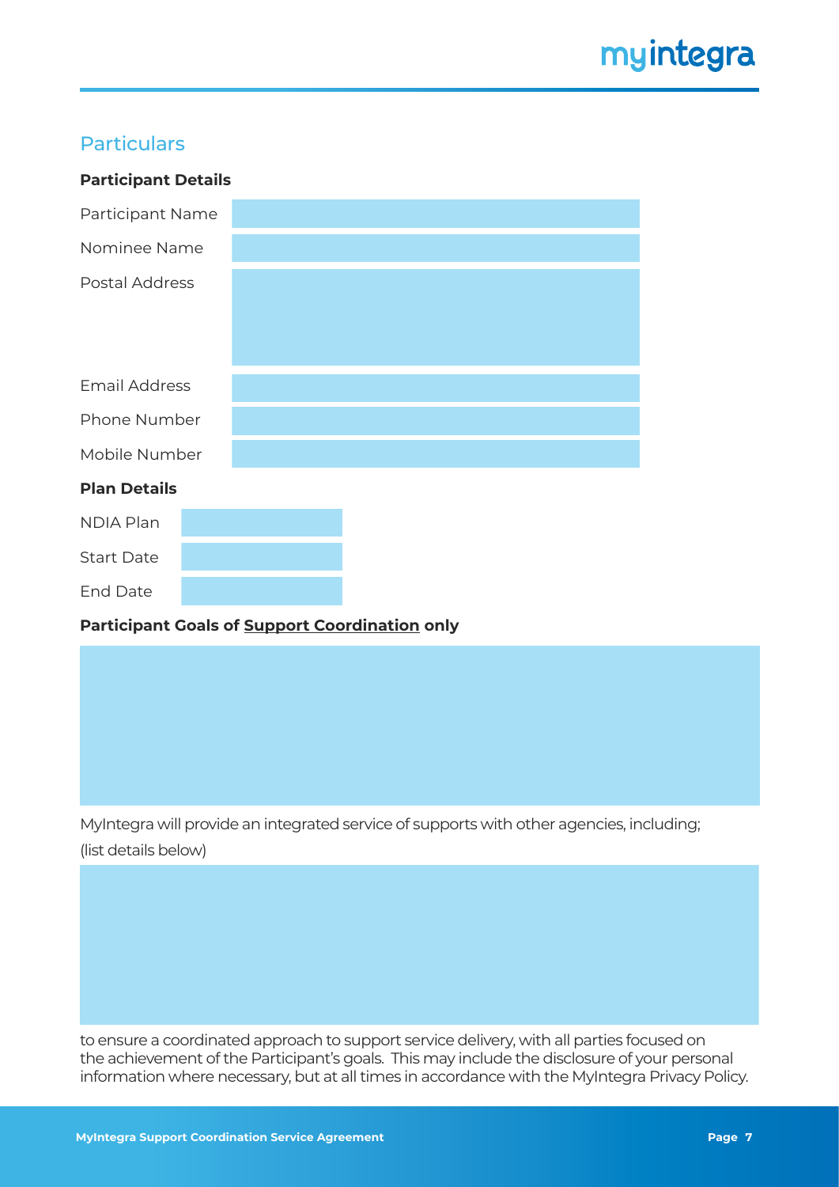## Particulars

**Participant Details**

| Participant Name | |
|---|---|
| Nominee Name | |
| Postal Address | |
| Email Address | |
| Phone Number | |
| Mobile Number | |

**Plan Details**

| NDIA Plan | |
|---|---|
| Start Date | |
| End Date | |

**Participant Goals of <u>Support Coordination</u> only**

MyIntegra will provide an integrated service of supports with other agencies, including; (list details below)

to ensure a coordinated approach to support service delivery, with all parties focused on the achievement of the Participant's goals. This may include the disclosure of your personal information where necessary, but at all times in accordance with the MyIntegra Privacy Policy.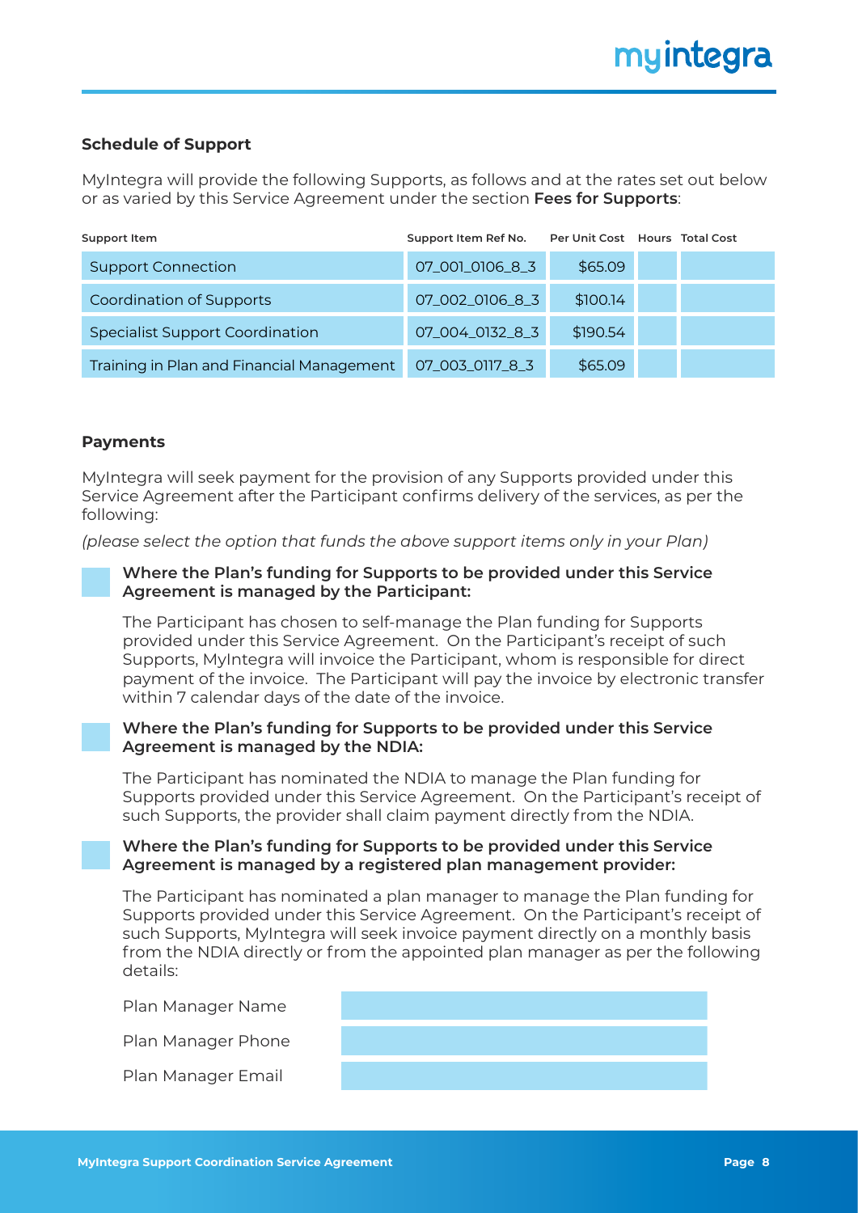### Schedule of Support

MyIntegra will provide the following Supports, as follows and at the rates set out below or as varied by this Service Agreement under the section **Fees for Supports**:

| Support Item | Support Item Ref No. | Per Unit Cost | Hours | Total Cost |
|---|---|---|---|---|
| Support Connection | 07_001_0106_8_3 | $65.09 | | |
| Coordination of Supports | 07_002_0106_8_3 | $100.14 | | |
| Specialist Support Coordination | 07_004_0132_8_3 | $190.54 | | |
| Training in Plan and Financial Management | 07_003_0117_8_3 | $65.09 | | |

### Payments

MyIntegra will seek payment for the provision of any Supports provided under this Service Agreement after the Participant confirms delivery of the services, as per the following:

*(please select the option that funds the above support items only in your Plan)*

- [ ] **Where the Plan's funding for Supports to be provided under this Service Agreement is managed by the Participant:**

  The Participant has chosen to self-manage the Plan funding for Supports provided under this Service Agreement. On the Participant's receipt of such Supports, MyIntegra will invoice the Participant, whom is responsible for direct payment of the invoice. The Participant will pay the invoice by electronic transfer within 7 calendar days of the date of the invoice.

- [ ] **Where the Plan's funding for Supports to be provided under this Service Agreement is managed by the NDIA:**

  The Participant has nominated the NDIA to manage the Plan funding for Supports provided under this Service Agreement. On the Participant's receipt of such Supports, the provider shall claim payment directly from the NDIA.

- [ ] **Where the Plan's funding for Supports to be provided under this Service Agreement is managed by a registered plan management provider:**

  The Participant has nominated a plan manager to manage the Plan funding for Supports provided under this Service Agreement. On the Participant's receipt of such Supports, MyIntegra will seek invoice payment directly on a monthly basis from the NDIA directly or from the appointed plan manager as per the following details:

| | |
|---|---|
| Plan Manager Name | |
| Plan Manager Phone | |
| Plan Manager Email | |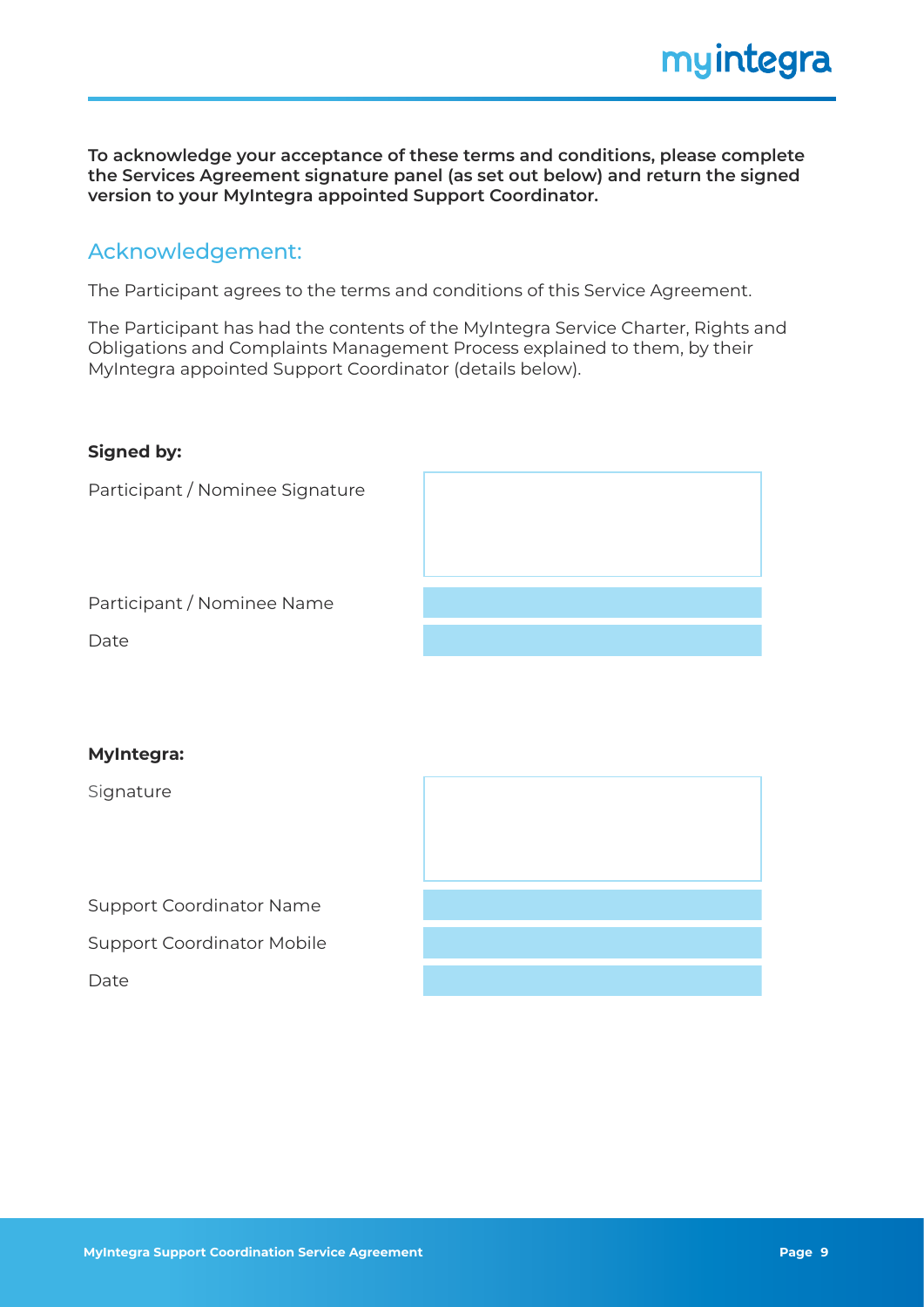**To acknowledge your acceptance of these terms and conditions, please complete the Services Agreement signature panel (as set out below) and return the signed version to your MyIntegra appointed Support Coordinator.**

## Acknowledgement:

The Participant agrees to the terms and conditions of this Service Agreement.

The Participant has had the contents of the MyIntegra Service Charter, Rights and Obligations and Complaints Management Process explained to them, by their MyIntegra appointed Support Coordinator (details below).

**Signed by:**

| | |
|---|---|
| Participant / Nominee Signature | |
| Participant / Nominee Name | |
| Date | |

**MyIntegra:**

| | |
|---|---|
| Signature | |
| Support Coordinator Name | |
| Support Coordinator Mobile | |
| Date | |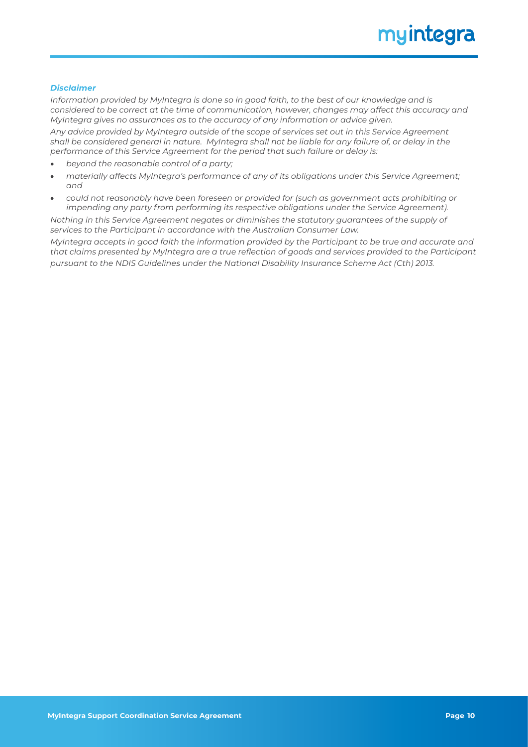### *Disclaimer*

*Information provided by MyIntegra is done so in good faith, to the best of our knowledge and is considered to be correct at the time of communication, however, changes may affect this accuracy and MyIntegra gives no assurances as to the accuracy of any information or advice given.*

*Any advice provided by MyIntegra outside of the scope of services set out in this Service Agreement shall be considered general in nature. MyIntegra shall not be liable for any failure of, or delay in the performance of this Service Agreement for the period that such failure or delay is:*

- *beyond the reasonable control of a party;*
- *materially affects MyIntegra's performance of any of its obligations under this Service Agreement; and*
- *could not reasonably have been foreseen or provided for (such as government acts prohibiting or impending any party from performing its respective obligations under the Service Agreement).*

*Nothing in this Service Agreement negates or diminishes the statutory guarantees of the supply of services to the Participant in accordance with the Australian Consumer Law.*

*MyIntegra accepts in good faith the information provided by the Participant to be true and accurate and that claims presented by MyIntegra are a true reflection of goods and services provided to the Participant pursuant to the NDIS Guidelines under the National Disability Insurance Scheme Act (Cth) 2013.*